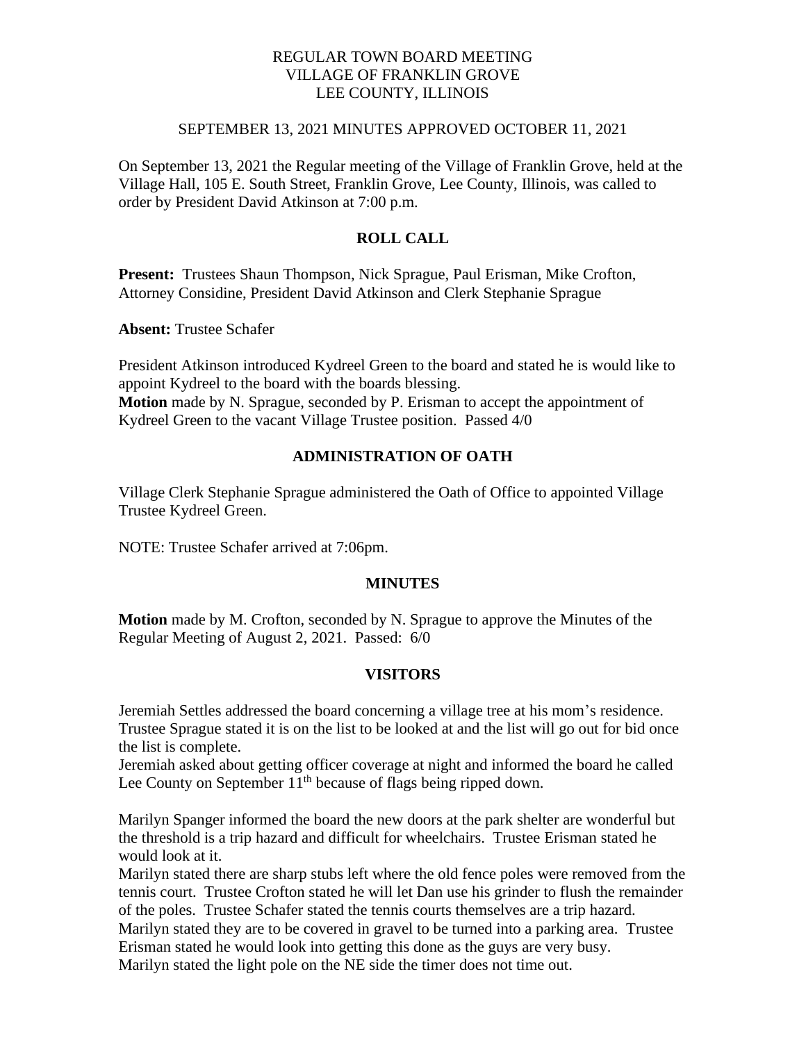REGULAR TOWN BOARD MEETING
VILLAGE OF FRANKLIN GROVE
LEE COUNTY, ILLINOIS

SEPTEMBER 13, 2021 MINUTES APPROVED OCTOBER 11, 2021

On September 13, 2021 the Regular meeting of the Village of Franklin Grove, held at the Village Hall, 105 E. South Street, Franklin Grove, Lee County, Illinois, was called to order by President David Atkinson at 7:00 p.m.

## ROLL CALL

**Present:** Trustees Shaun Thompson, Nick Sprague, Paul Erisman, Mike Crofton, Attorney Considine, President David Atkinson and Clerk Stephanie Sprague

**Absent:** Trustee Schafer

President Atkinson introduced Kydreel Green to the board and stated he is would like to appoint Kydreel to the board with the boards blessing.
**Motion** made by N. Sprague, seconded by P. Erisman to accept the appointment of Kydreel Green to the vacant Village Trustee position. Passed 4/0

## ADMINISTRATION OF OATH

Village Clerk Stephanie Sprague administered the Oath of Office to appointed Village Trustee Kydreel Green.

NOTE: Trustee Schafer arrived at 7:06pm.

## MINUTES

**Motion** made by M. Crofton, seconded by N. Sprague to approve the Minutes of the Regular Meeting of August 2, 2021. Passed: 6/0

## VISITORS

Jeremiah Settles addressed the board concerning a village tree at his mom's residence. Trustee Sprague stated it is on the list to be looked at and the list will go out for bid once the list is complete.
Jeremiah asked about getting officer coverage at night and informed the board he called Lee County on September 11th because of flags being ripped down.

Marilyn Spanger informed the board the new doors at the park shelter are wonderful but the threshold is a trip hazard and difficult for wheelchairs. Trustee Erisman stated he would look at it.
Marilyn stated there are sharp stubs left where the old fence poles were removed from the tennis court. Trustee Crofton stated he will let Dan use his grinder to flush the remainder of the poles. Trustee Schafer stated the tennis courts themselves are a trip hazard. Marilyn stated they are to be covered in gravel to be turned into a parking area. Trustee Erisman stated he would look into getting this done as the guys are very busy.
Marilyn stated the light pole on the NE side the timer does not time out.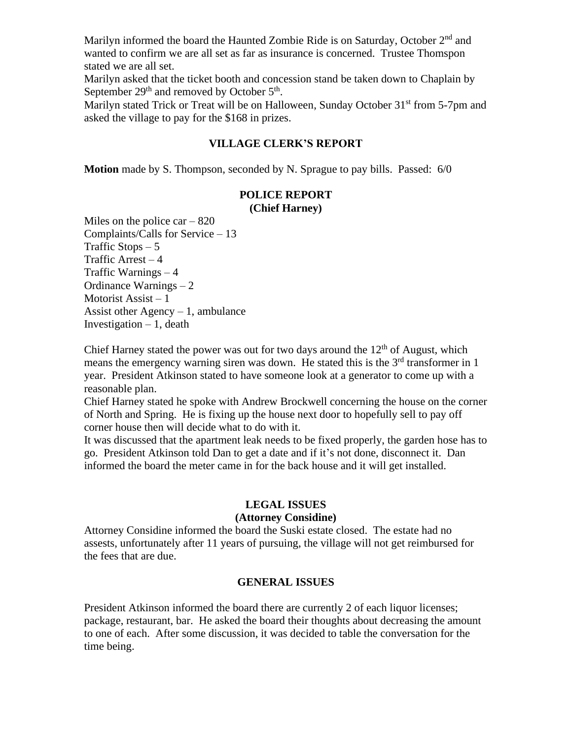Marilyn informed the board the Haunted Zombie Ride is on Saturday, October 2nd and wanted to confirm we are all set as far as insurance is concerned. Trustee Thomspon stated we are all set.

Marilyn asked that the ticket booth and concession stand be taken down to Chaplain by September 29th and removed by October 5th.

Marilyn stated Trick or Treat will be on Halloween, Sunday October 31st from 5-7pm and asked the village to pay for the $168 in prizes.

## VILLAGE CLERK'S REPORT

**Motion** made by S. Thompson, seconded by N. Sprague to pay bills. Passed: 6/0

## POLICE REPORT
### (Chief Harney)

Miles on the police car – 820
Complaints/Calls for Service – 13
Traffic Stops – 5
Traffic Arrest – 4
Traffic Warnings – 4
Ordinance Warnings – 2
Motorist Assist – 1
Assist other Agency – 1, ambulance
Investigation – 1, death

Chief Harney stated the power was out for two days around the 12th of August, which means the emergency warning siren was down. He stated this is the 3rd transformer in 1 year. President Atkinson stated to have someone look at a generator to come up with a reasonable plan.

Chief Harney stated he spoke with Andrew Brockwell concerning the house on the corner of North and Spring. He is fixing up the house next door to hopefully sell to pay off corner house then will decide what to do with it.

It was discussed that the apartment leak needs to be fixed properly, the garden hose has to go. President Atkinson told Dan to get a date and if it's not done, disconnect it. Dan informed the board the meter came in for the back house and it will get installed.

## LEGAL ISSUES
### (Attorney Considine)

Attorney Considine informed the board the Suski estate closed. The estate had no assests, unfortunately after 11 years of pursuing, the village will not get reimbursed for the fees that are due.

## GENERAL ISSUES

President Atkinson informed the board there are currently 2 of each liquor licenses; package, restaurant, bar. He asked the board their thoughts about decreasing the amount to one of each. After some discussion, it was decided to table the conversation for the time being.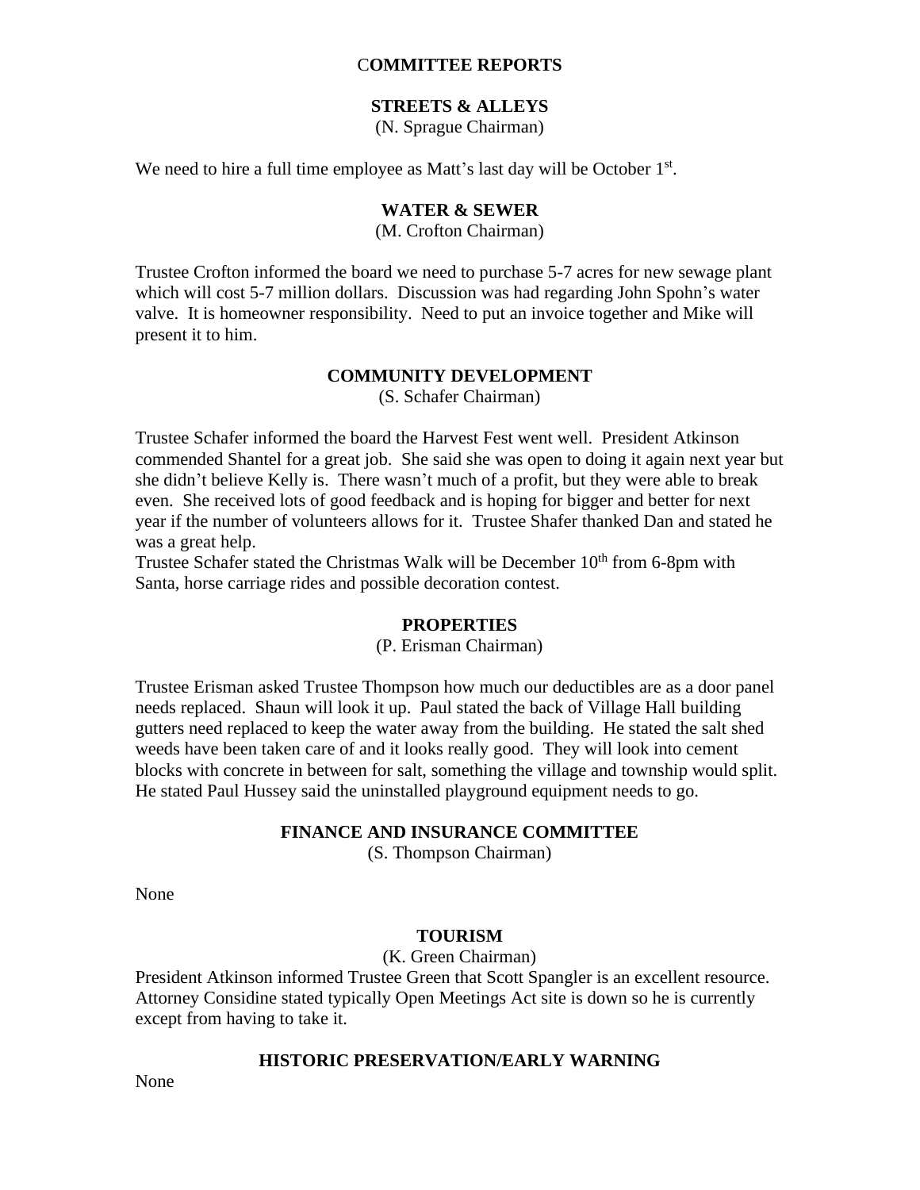## COMMITTEE REPORTS

### STREETS & ALLEYS

(N. Sprague Chairman)

We need to hire a full time employee as Matt's last day will be October 1st.

### WATER & SEWER

(M. Crofton Chairman)

Trustee Crofton informed the board we need to purchase 5-7 acres for new sewage plant which will cost 5-7 million dollars. Discussion was had regarding John Spohn's water valve. It is homeowner responsibility. Need to put an invoice together and Mike will present it to him.

### COMMUNITY DEVELOPMENT

(S. Schafer Chairman)

Trustee Schafer informed the board the Harvest Fest went well. President Atkinson commended Shantel for a great job. She said she was open to doing it again next year but she didn't believe Kelly is. There wasn't much of a profit, but they were able to break even. She received lots of good feedback and is hoping for bigger and better for next year if the number of volunteers allows for it. Trustee Shafer thanked Dan and stated he was a great help.

Trustee Schafer stated the Christmas Walk will be December 10th from 6-8pm with Santa, horse carriage rides and possible decoration contest.

### PROPERTIES

(P. Erisman Chairman)

Trustee Erisman asked Trustee Thompson how much our deductibles are as a door panel needs replaced. Shaun will look it up. Paul stated the back of Village Hall building gutters need replaced to keep the water away from the building. He stated the salt shed weeds have been taken care of and it looks really good. They will look into cement blocks with concrete in between for salt, something the village and township would split. He stated Paul Hussey said the uninstalled playground equipment needs to go.

### FINANCE AND INSURANCE COMMITTEE

(S. Thompson Chairman)

None

### TOURISM

(K. Green Chairman)

President Atkinson informed Trustee Green that Scott Spangler is an excellent resource. Attorney Considine stated typically Open Meetings Act site is down so he is currently except from having to take it.

### HISTORIC PRESERVATION/EARLY WARNING

None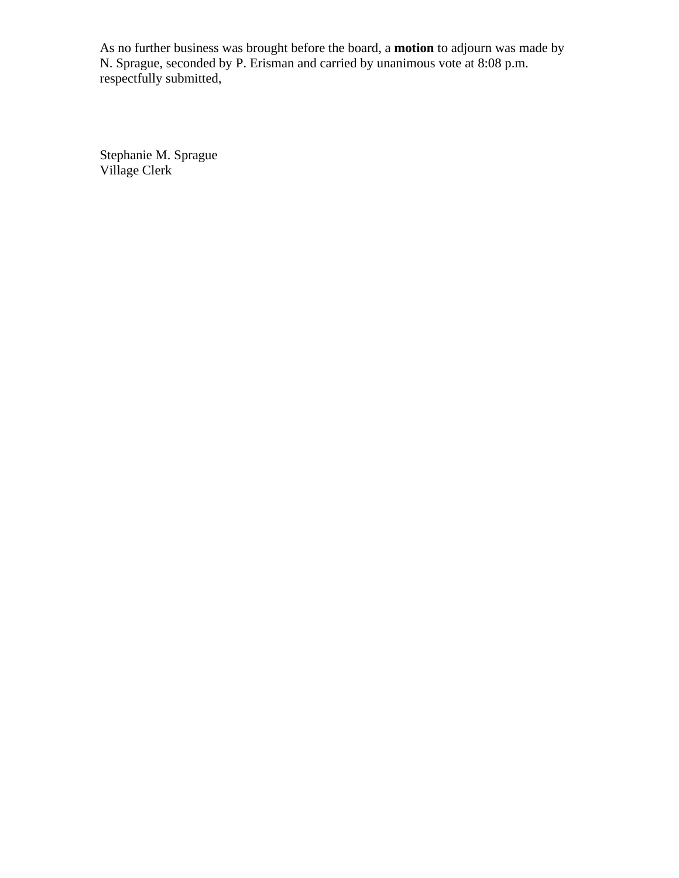As no further business was brought before the board, a **motion** to adjourn was made by N. Sprague, seconded by P. Erisman and carried by unanimous vote at 8:08 p.m. respectfully submitted,

Stephanie M. Sprague
Village Clerk